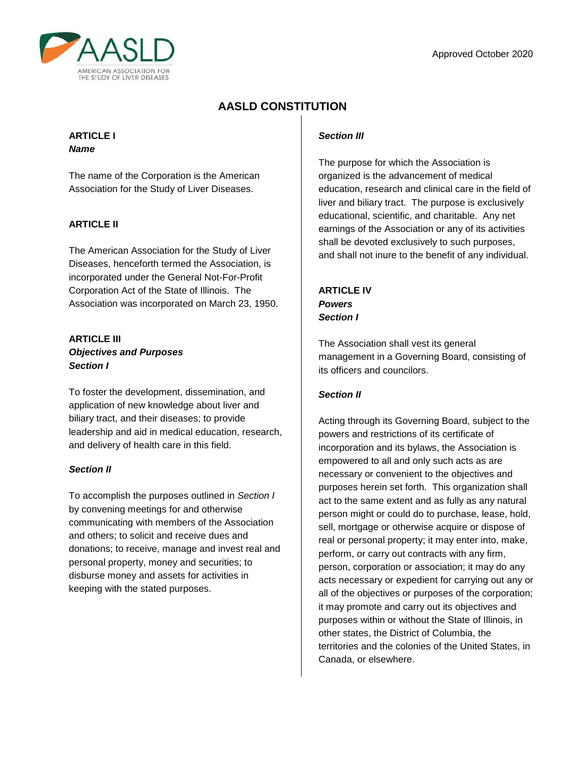Approved October 2020

# AASLD CONSTITUTION

## ARTICLE I
### *Name*

The name of the Corporation is the American Association for the Study of Liver Diseases.

## ARTICLE II

The American Association for the Study of Liver Diseases, henceforth termed the Association, is incorporated under the General Not-For-Profit Corporation Act of the State of Illinois. The Association was incorporated on March 23, 1950.

## ARTICLE III
### *Objectives and Purposes*
#### *Section I*

To foster the development, dissemination, and application of new knowledge about liver and biliary tract, and their diseases; to provide leadership and aid in medical education, research, and delivery of health care in this field.

#### *Section II*

To accomplish the purposes outlined in *Section I* by convening meetings for and otherwise communicating with members of the Association and others; to solicit and receive dues and donations; to receive, manage and invest real and personal property, money and securities; to disburse money and assets for activities in keeping with the stated purposes.

#### *Section III*

The purpose for which the Association is organized is the advancement of medical education, research and clinical care in the field of liver and biliary tract. The purpose is exclusively educational, scientific, and charitable. Any net earnings of the Association or any of its activities shall be devoted exclusively to such purposes, and shall not inure to the benefit of any individual.

## ARTICLE IV
### *Powers*
#### *Section I*

The Association shall vest its general management in a Governing Board, consisting of its officers and councilors.

#### *Section II*

Acting through its Governing Board, subject to the powers and restrictions of its certificate of incorporation and its bylaws, the Association is empowered to all and only such acts as are necessary or convenient to the objectives and purposes herein set forth. This organization shall act to the same extent and as fully as any natural person might or could do to purchase, lease, hold, sell, mortgage or otherwise acquire or dispose of real or personal property; it may enter into, make, perform, or carry out contracts with any firm, person, corporation or association; it may do any acts necessary or expedient for carrying out any or all of the objectives or purposes of the corporation; it may promote and carry out its objectives and purposes within or without the State of Illinois, in other states, the District of Columbia, the territories and the colonies of the United States, in Canada, or elsewhere.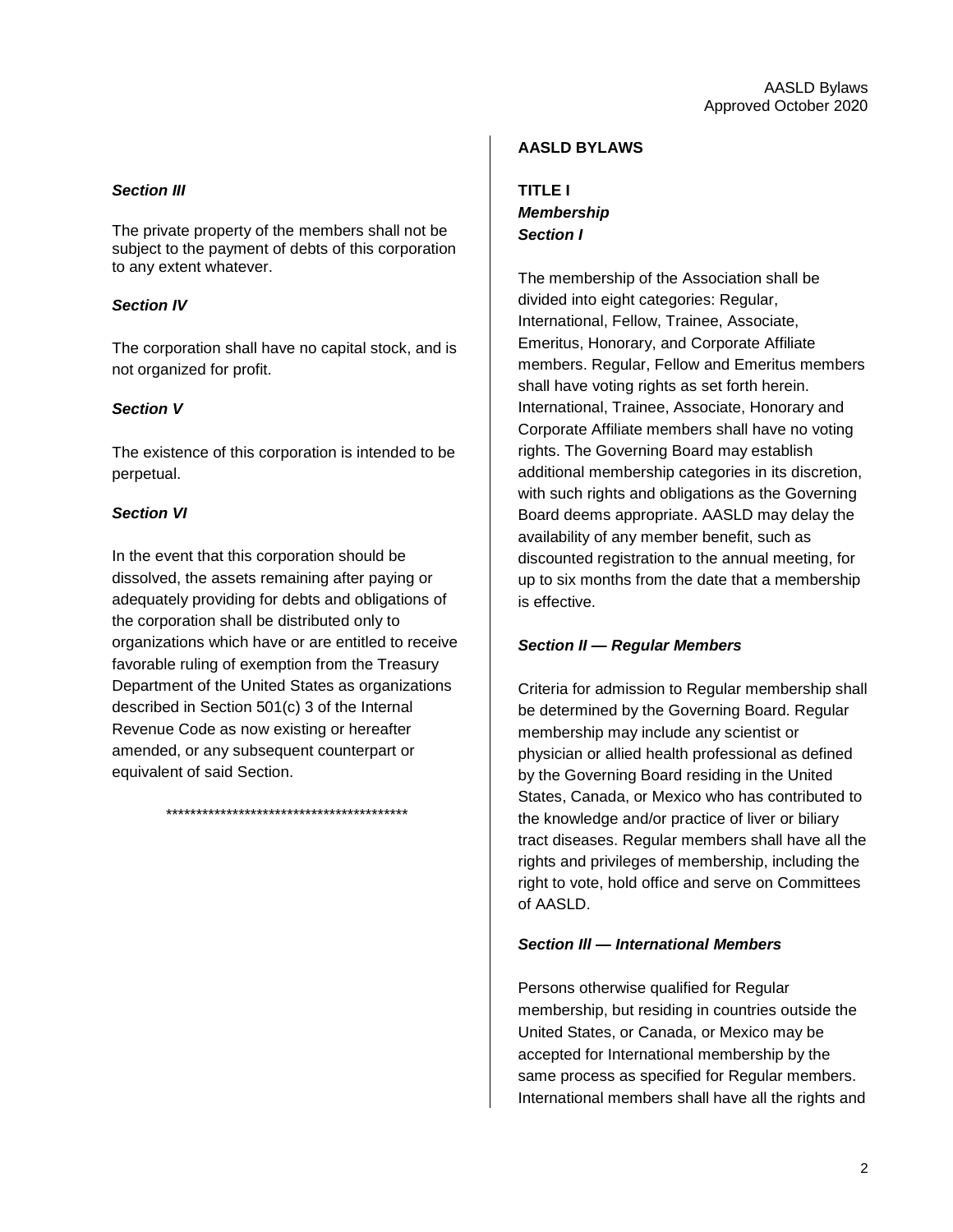### *Section III*

The private property of the members shall not be subject to the payment of debts of this corporation to any extent whatever.

### *Section IV*

The corporation shall have no capital stock, and is not organized for profit.

### *Section V*

The existence of this corporation is intended to be perpetual.

### *Section VI*

In the event that this corporation should be dissolved, the assets remaining after paying or adequately providing for debts and obligations of the corporation shall be distributed only to organizations which have or are entitled to receive favorable ruling of exemption from the Treasury Department of the United States as organizations described in Section 501(c) 3 of the Internal Revenue Code as now existing or hereafter amended, or any subsequent counterpart or equivalent of said Section.

*****************************************

# AASLD BYLAWS

## TITLE I
### *Membership*
### *Section I*

The membership of the Association shall be divided into eight categories: Regular, International, Fellow, Trainee, Associate, Emeritus, Honorary, and Corporate Affiliate members. Regular, Fellow and Emeritus members shall have voting rights as set forth herein. International, Trainee, Associate, Honorary and Corporate Affiliate members shall have no voting rights. The Governing Board may establish additional membership categories in its discretion, with such rights and obligations as the Governing Board deems appropriate. AASLD may delay the availability of any member benefit, such as discounted registration to the annual meeting, for up to six months from the date that a membership is effective.

### *Section II — Regular Members*

Criteria for admission to Regular membership shall be determined by the Governing Board. Regular membership may include any scientist or physician or allied health professional as defined by the Governing Board residing in the United States, Canada, or Mexico who has contributed to the knowledge and/or practice of liver or biliary tract diseases. Regular members shall have all the rights and privileges of membership, including the right to vote, hold office and serve on Committees of AASLD.

### *Section III — International Members*

Persons otherwise qualified for Regular membership, but residing in countries outside the United States, or Canada, or Mexico may be accepted for International membership by the same process as specified for Regular members. International members shall have all the rights and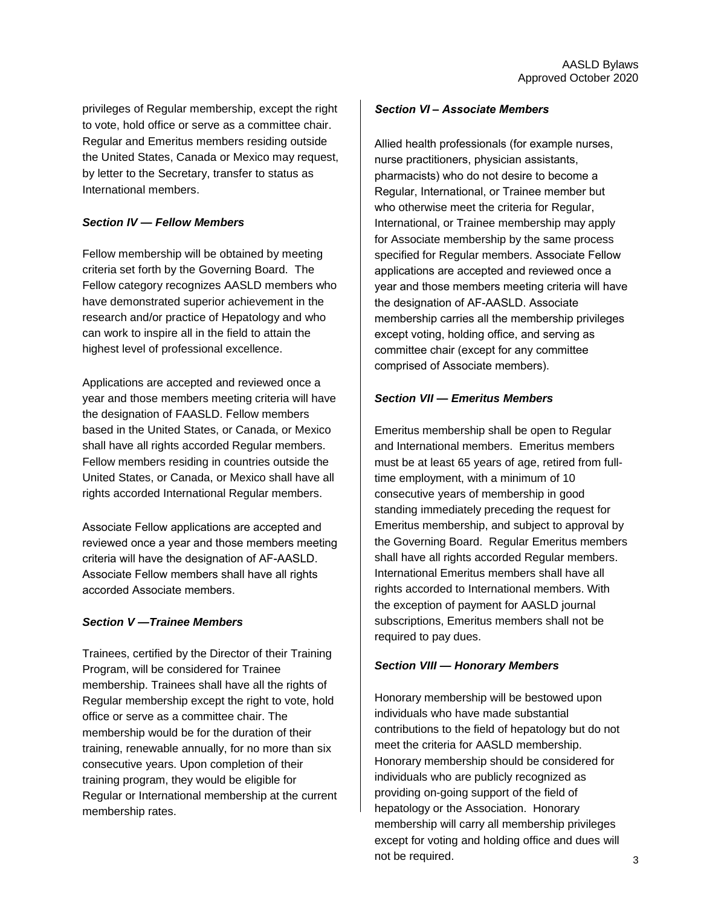privileges of Regular membership, except the right to vote, hold office or serve as a committee chair. Regular and Emeritus members residing outside the United States, Canada or Mexico may request, by letter to the Secretary, transfer to status as International members.

### *Section IV — Fellow Members*

Fellow membership will be obtained by meeting criteria set forth by the Governing Board. The Fellow category recognizes AASLD members who have demonstrated superior achievement in the research and/or practice of Hepatology and who can work to inspire all in the field to attain the highest level of professional excellence.

Applications are accepted and reviewed once a year and those members meeting criteria will have the designation of FAASLD. Fellow members based in the United States, or Canada, or Mexico shall have all rights accorded Regular members. Fellow members residing in countries outside the United States, or Canada, or Mexico shall have all rights accorded International Regular members.

Associate Fellow applications are accepted and reviewed once a year and those members meeting criteria will have the designation of AF-AASLD. Associate Fellow members shall have all rights accorded Associate members.

### *Section V —Trainee Members*

Trainees, certified by the Director of their Training Program, will be considered for Trainee membership. Trainees shall have all the rights of Regular membership except the right to vote, hold office or serve as a committee chair. The membership would be for the duration of their training, renewable annually, for no more than six consecutive years. Upon completion of their training program, they would be eligible for Regular or International membership at the current membership rates.

### *Section VI – Associate Members*

Allied health professionals (for example nurses, nurse practitioners, physician assistants, pharmacists) who do not desire to become a Regular, International, or Trainee member but who otherwise meet the criteria for Regular, International, or Trainee membership may apply for Associate membership by the same process specified for Regular members. Associate Fellow applications are accepted and reviewed once a year and those members meeting criteria will have the designation of AF-AASLD. Associate membership carries all the membership privileges except voting, holding office, and serving as committee chair (except for any committee comprised of Associate members).

### *Section VII — Emeritus Members*

Emeritus membership shall be open to Regular and International members. Emeritus members must be at least 65 years of age, retired from full-time employment, with a minimum of 10 consecutive years of membership in good standing immediately preceding the request for Emeritus membership, and subject to approval by the Governing Board. Regular Emeritus members shall have all rights accorded Regular members. International Emeritus members shall have all rights accorded to International members. With the exception of payment for AASLD journal subscriptions, Emeritus members shall not be required to pay dues.

### *Section VIII — Honorary Members*

Honorary membership will be bestowed upon individuals who have made substantial contributions to the field of hepatology but do not meet the criteria for AASLD membership. Honorary membership should be considered for individuals who are publicly recognized as providing on-going support of the field of hepatology or the Association. Honorary membership will carry all membership privileges except for voting and holding office and dues will not be required.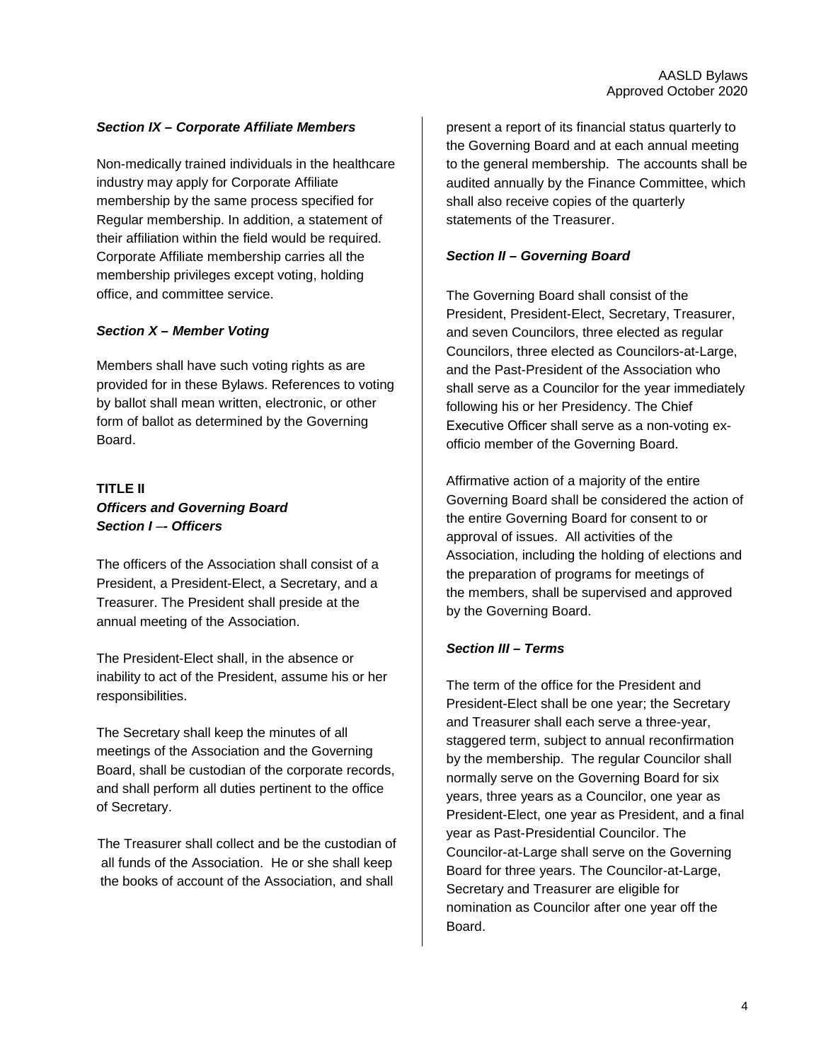### *Section IX – Corporate Affiliate Members*

Non-medically trained individuals in the healthcare industry may apply for Corporate Affiliate membership by the same process specified for Regular membership. In addition, a statement of their affiliation within the field would be required. Corporate Affiliate membership carries all the membership privileges except voting, holding office, and committee service.

### *Section X – Member Voting*

Members shall have such voting rights as are provided for in these Bylaws. References to voting by ballot shall mean written, electronic, or other form of ballot as determined by the Governing Board.

## TITLE II

## *Officers and Governing Board*

### *Section I –- Officers*

The officers of the Association shall consist of a President, a President-Elect, a Secretary, and a Treasurer. The President shall preside at the annual meeting of the Association.

The President-Elect shall, in the absence or inability to act of the President, assume his or her responsibilities.

The Secretary shall keep the minutes of all meetings of the Association and the Governing Board, shall be custodian of the corporate records, and shall perform all duties pertinent to the office of Secretary.

The Treasurer shall collect and be the custodian of all funds of the Association. He or she shall keep the books of account of the Association, and shall present a report of its financial status quarterly to the Governing Board and at each annual meeting to the general membership. The accounts shall be audited annually by the Finance Committee, which shall also receive copies of the quarterly statements of the Treasurer.

### *Section II – Governing Board*

The Governing Board shall consist of the President, President-Elect, Secretary, Treasurer, and seven Councilors, three elected as regular Councilors, three elected as Councilors-at-Large, and the Past-President of the Association who shall serve as a Councilor for the year immediately following his or her Presidency. The Chief Executive Officer shall serve as a non-voting ex-officio member of the Governing Board.

Affirmative action of a majority of the entire Governing Board shall be considered the action of the entire Governing Board for consent to or approval of issues. All activities of the Association, including the holding of elections and the preparation of programs for meetings of the members, shall be supervised and approved by the Governing Board.

### *Section III – Terms*

The term of the office for the President and President-Elect shall be one year; the Secretary and Treasurer shall each serve a three-year, staggered term, subject to annual reconfirmation by the membership. The regular Councilor shall normally serve on the Governing Board for six years, three years as a Councilor, one year as President-Elect, one year as President, and a final year as Past-Presidential Councilor. The Councilor-at-Large shall serve on the Governing Board for three years. The Councilor-at-Large, Secretary and Treasurer are eligible for nomination as Councilor after one year off the Board.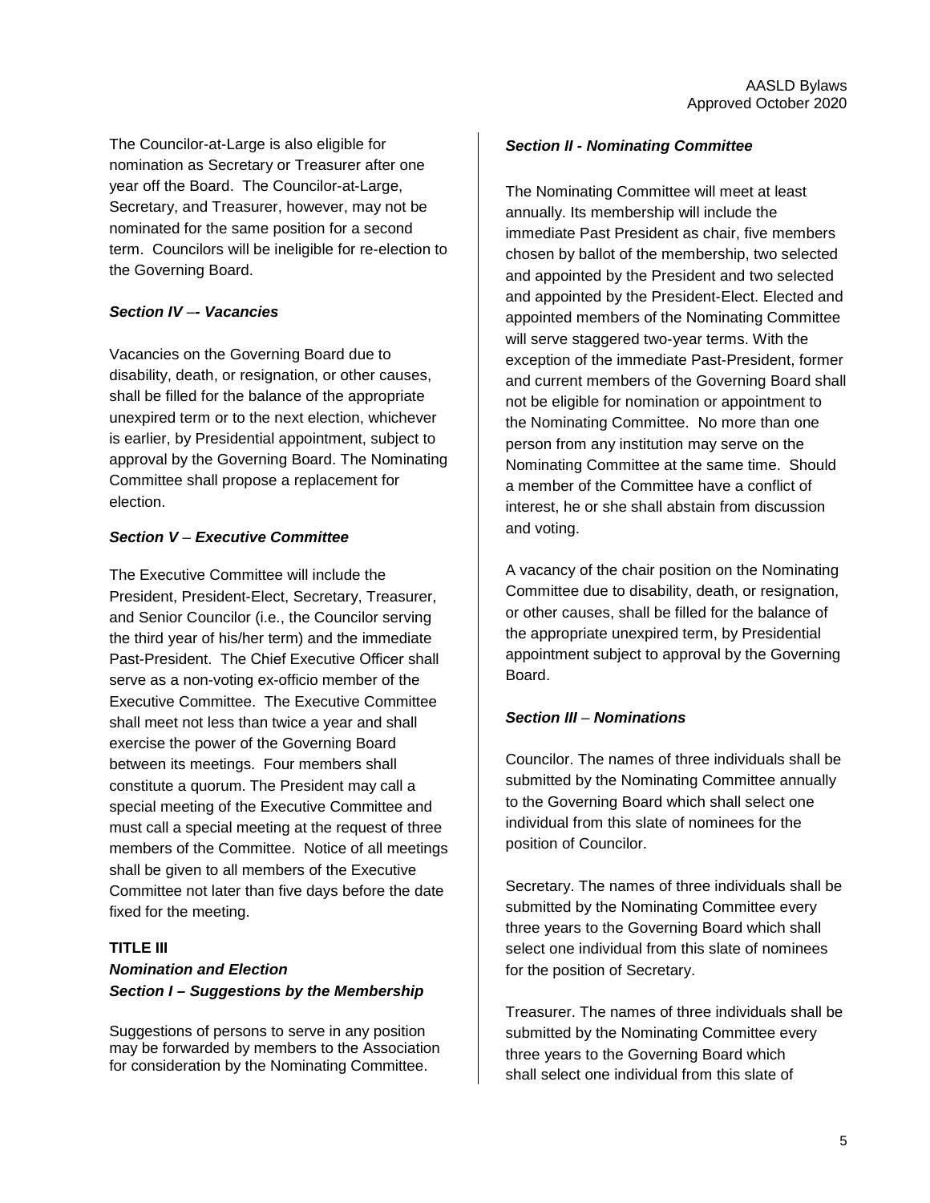The Councilor-at-Large is also eligible for nomination as Secretary or Treasurer after one year off the Board. The Councilor-at-Large, Secretary, and Treasurer, however, may not be nominated for the same position for a second term. Councilors will be ineligible for re-election to the Governing Board.

***Section IV –- Vacancies***

Vacancies on the Governing Board due to disability, death, or resignation, or other causes, shall be filled for the balance of the appropriate unexpired term or to the next election, whichever is earlier, by Presidential appointment, subject to approval by the Governing Board. The Nominating Committee shall propose a replacement for election.

***Section V – Executive Committee***

The Executive Committee will include the President, President-Elect, Secretary, Treasurer, and Senior Councilor (i.e., the Councilor serving the third year of his/her term) and the immediate Past-President. The Chief Executive Officer shall serve as a non-voting ex-officio member of the Executive Committee. The Executive Committee shall meet not less than twice a year and shall exercise the power of the Governing Board between its meetings. Four members shall constitute a quorum. The President may call a special meeting of the Executive Committee and must call a special meeting at the request of three members of the Committee. Notice of all meetings shall be given to all members of the Executive Committee not later than five days before the date fixed for the meeting.

## TITLE III

***Nomination and Election***

***Section I – Suggestions by the Membership***

Suggestions of persons to serve in any position may be forwarded by members to the Association for consideration by the Nominating Committee.

***Section II - Nominating Committee***

The Nominating Committee will meet at least annually. Its membership will include the immediate Past President as chair, five members chosen by ballot of the membership, two selected and appointed by the President and two selected and appointed by the President-Elect. Elected and appointed members of the Nominating Committee will serve staggered two-year terms. With the exception of the immediate Past-President, former and current members of the Governing Board shall not be eligible for nomination or appointment to the Nominating Committee. No more than one person from any institution may serve on the Nominating Committee at the same time. Should a member of the Committee have a conflict of interest, he or she shall abstain from discussion and voting.

A vacancy of the chair position on the Nominating Committee due to disability, death, or resignation, or other causes, shall be filled for the balance of the appropriate unexpired term, by Presidential appointment subject to approval by the Governing Board.

***Section III – Nominations***

Councilor. The names of three individuals shall be submitted by the Nominating Committee annually to the Governing Board which shall select one individual from this slate of nominees for the position of Councilor.

Secretary. The names of three individuals shall be submitted by the Nominating Committee every three years to the Governing Board which shall select one individual from this slate of nominees for the position of Secretary.

Treasurer. The names of three individuals shall be submitted by the Nominating Committee every three years to the Governing Board which shall select one individual from this slate of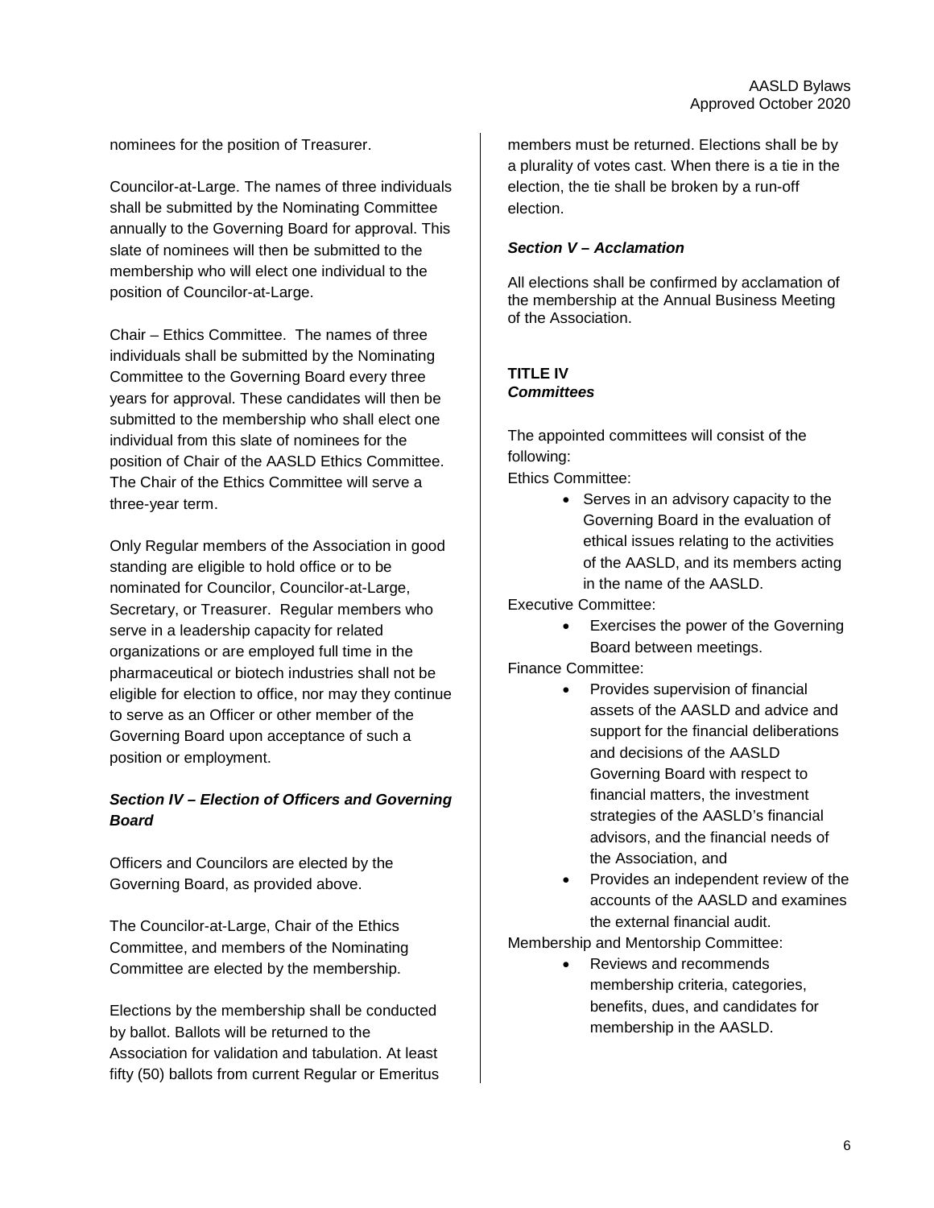nominees for the position of Treasurer.

Councilor-at-Large. The names of three individuals shall be submitted by the Nominating Committee annually to the Governing Board for approval. This slate of nominees will then be submitted to the membership who will elect one individual to the position of Councilor-at-Large.

Chair – Ethics Committee. The names of three individuals shall be submitted by the Nominating Committee to the Governing Board every three years for approval. These candidates will then be submitted to the membership who shall elect one individual from this slate of nominees for the position of Chair of the AASLD Ethics Committee. The Chair of the Ethics Committee will serve a three-year term.

Only Regular members of the Association in good standing are eligible to hold office or to be nominated for Councilor, Councilor-at-Large, Secretary, or Treasurer. Regular members who serve in a leadership capacity for related organizations or are employed full time in the pharmaceutical or biotech industries shall not be eligible for election to office, nor may they continue to serve as an Officer or other member of the Governing Board upon acceptance of such a position or employment.

### *Section IV – Election of Officers and Governing Board*

Officers and Councilors are elected by the Governing Board, as provided above.

The Councilor-at-Large, Chair of the Ethics Committee, and members of the Nominating Committee are elected by the membership.

Elections by the membership shall be conducted by ballot. Ballots will be returned to the Association for validation and tabulation. At least fifty (50) ballots from current Regular or Emeritus members must be returned. Elections shall be by a plurality of votes cast. When there is a tie in the election, the tie shall be broken by a run-off election.

### *Section V – Acclamation*

All elections shall be confirmed by acclamation of the membership at the Annual Business Meeting of the Association.

## TITLE IV
## *Committees*

The appointed committees will consist of the following:

Ethics Committee:

- Serves in an advisory capacity to the Governing Board in the evaluation of ethical issues relating to the activities of the AASLD, and its members acting in the name of the AASLD.

Executive Committee:

- Exercises the power of the Governing Board between meetings.

Finance Committee:

- Provides supervision of financial assets of the AASLD and advice and support for the financial deliberations and decisions of the AASLD Governing Board with respect to financial matters, the investment strategies of the AASLD's financial advisors, and the financial needs of the Association, and
- Provides an independent review of the accounts of the AASLD and examines the external financial audit.

Membership and Mentorship Committee:

- Reviews and recommends membership criteria, categories, benefits, dues, and candidates for membership in the AASLD.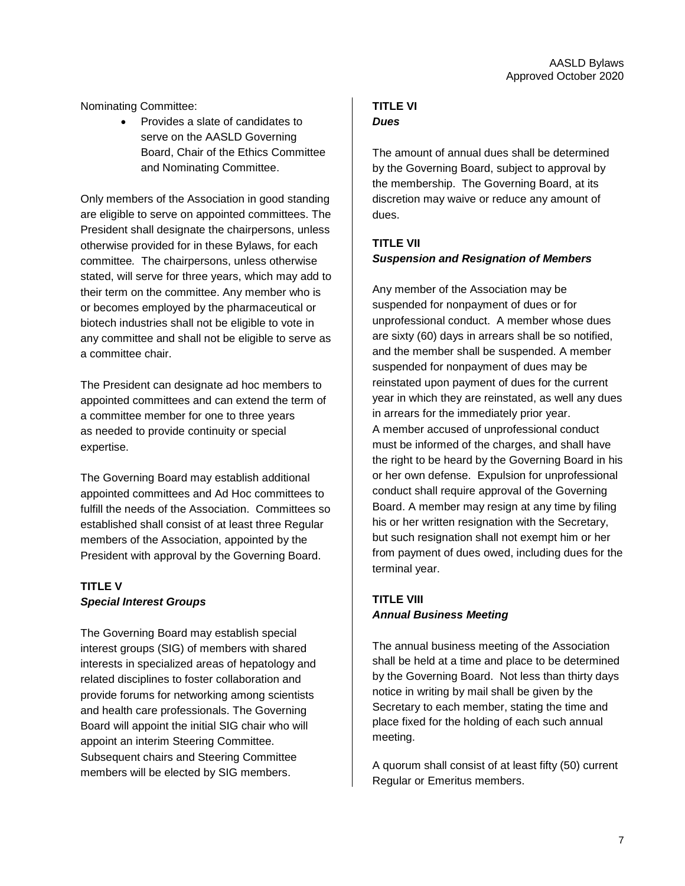Nominating Committee:

- Provides a slate of candidates to serve on the AASLD Governing Board, Chair of the Ethics Committee and Nominating Committee.

Only members of the Association in good standing are eligible to serve on appointed committees. The President shall designate the chairpersons, unless otherwise provided for in these Bylaws, for each committee. The chairpersons, unless otherwise stated, will serve for three years, which may add to their term on the committee. Any member who is or becomes employed by the pharmaceutical or biotech industries shall not be eligible to vote in any committee and shall not be eligible to serve as a committee chair.

The President can designate ad hoc members to appointed committees and can extend the term of a committee member for one to three years as needed to provide continuity or special expertise.

The Governing Board may establish additional appointed committees and Ad Hoc committees to fulfill the needs of the Association. Committees so established shall consist of at least three Regular members of the Association, appointed by the President with approval by the Governing Board.

## TITLE V
### *Special Interest Groups*

The Governing Board may establish special interest groups (SIG) of members with shared interests in specialized areas of hepatology and related disciplines to foster collaboration and provide forums for networking among scientists and health care professionals. The Governing Board will appoint the initial SIG chair who will appoint an interim Steering Committee. Subsequent chairs and Steering Committee members will be elected by SIG members.

## TITLE VI
### *Dues*

The amount of annual dues shall be determined by the Governing Board, subject to approval by the membership. The Governing Board, at its discretion may waive or reduce any amount of dues.

## TITLE VII
### *Suspension and Resignation of Members*

Any member of the Association may be suspended for nonpayment of dues or for unprofessional conduct. A member whose dues are sixty (60) days in arrears shall be so notified, and the member shall be suspended. A member suspended for nonpayment of dues may be reinstated upon payment of dues for the current year in which they are reinstated, as well any dues in arrears for the immediately prior year.
A member accused of unprofessional conduct must be informed of the charges, and shall have the right to be heard by the Governing Board in his or her own defense. Expulsion for unprofessional conduct shall require approval of the Governing Board. A member may resign at any time by filing his or her written resignation with the Secretary, but such resignation shall not exempt him or her from payment of dues owed, including dues for the terminal year.

## TITLE VIII
### *Annual Business Meeting*

The annual business meeting of the Association shall be held at a time and place to be determined by the Governing Board. Not less than thirty days notice in writing by mail shall be given by the Secretary to each member, stating the time and place fixed for the holding of each such annual meeting.

A quorum shall consist of at least fifty (50) current Regular or Emeritus members.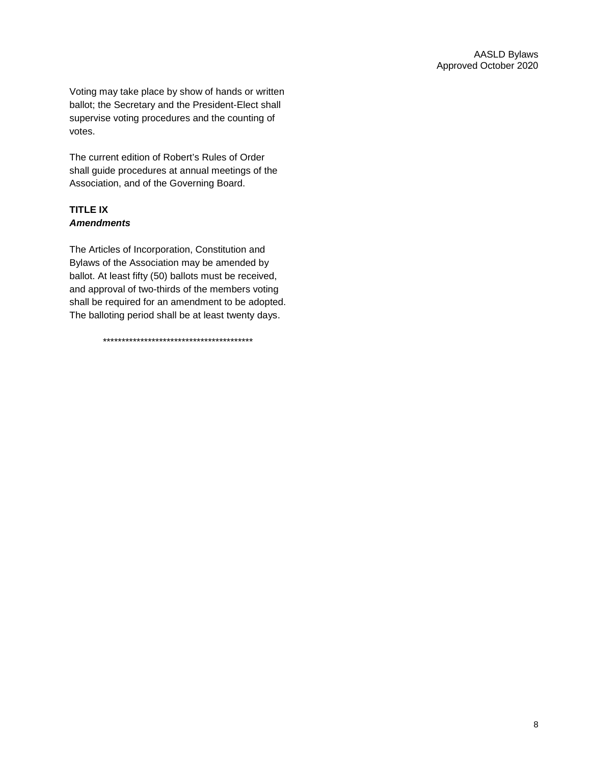Voting may take place by show of hands or written ballot; the Secretary and the President-Elect shall supervise voting procedures and the counting of votes.

The current edition of Robert's Rules of Order shall guide procedures at annual meetings of the Association, and of the Governing Board.

**TITLE IX**
***Amendments***

The Articles of Incorporation, Constitution and Bylaws of the Association may be amended by ballot. At least fifty (50) ballots must be received, and approval of two-thirds of the members voting shall be required for an amendment to be adopted. The balloting period shall be at least twenty days.

****************************************